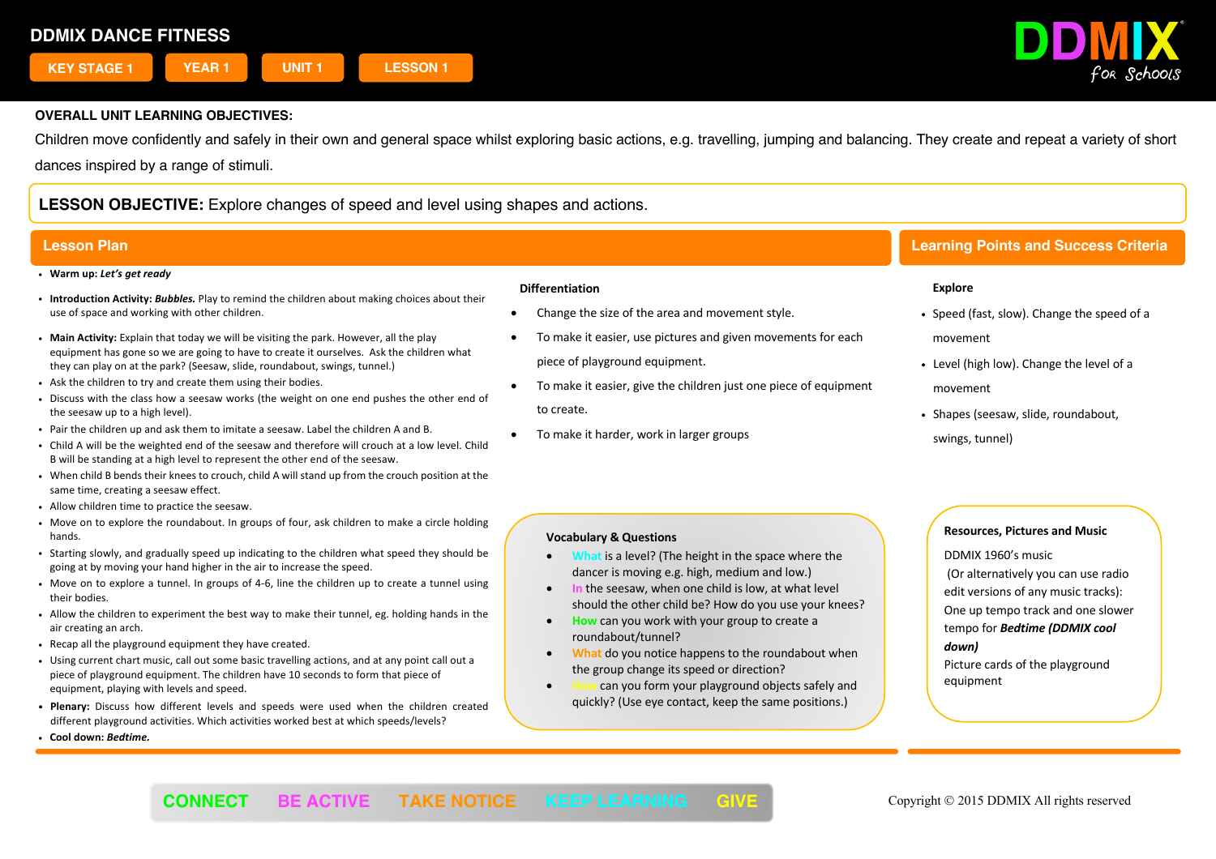# DDMIX DANCE FITNESS

KEY STAGE 1 | YEAR 1 | UNIT 1 | LESSON 1

DDMIX for Schools

**OVERALL UNIT LEARNING OBJECTIVES:**

Children move confidently and safely in their own and general space whilst exploring basic actions, e.g. travelling, jumping and balancing. They create and repeat a variety of short dances inspired by a range of stimuli.

**LESSON OBJECTIVE:** Explore changes of speed and level using shapes and actions.

## Lesson Plan

- **Warm up:** ***Let's get ready***
- **Introduction Activity:** ***Bubbles.*** Play to remind the children about making choices about their use of space and working with other children.
- **Main Activity:** Explain that today we will be visiting the park. However, all the play equipment has gone so we are going to have to create it ourselves. Ask the children what they can play on at the park? (Seesaw, slide, roundabout, swings, tunnel.)
- Ask the children to try and create them using their bodies.
- Discuss with the class how a seesaw works (the weight on one end pushes the other end of the seesaw up to a high level).
- Pair the children up and ask them to imitate a seesaw. Label the children A and B.
- Child A will be the weighted end of the seesaw and therefore will crouch at a low level. Child B will be standing at a high level to represent the other end of the seesaw.
- When child B bends their knees to crouch, child A will stand up from the crouch position at the same time, creating a seesaw effect.
- Allow children time to practice the seesaw.
- Move on to explore the roundabout. In groups of four, ask children to make a circle holding hands.
- Starting slowly, and gradually speed up indicating to the children what speed they should be going at by moving your hand higher in the air to increase the speed.
- Move on to explore a tunnel. In groups of 4-6, line the children up to create a tunnel using their bodies.
- Allow the children to experiment the best way to make their tunnel, eg. holding hands in the air creating an arch.
- Recap all the playground equipment they have created.
- Using current chart music, call out some basic travelling actions, and at any point call out a piece of playground equipment. The children have 10 seconds to form that piece of equipment, playing with levels and speed.
- **Plenary:** Discuss how different levels and speeds were used when the children created different playground activities. Which activities worked best at which speeds/levels?
- **Cool down:** ***Bedtime.***

### Differentiation

- Change the size of the area and movement style.
- To make it easier, use pictures and given movements for each piece of playground equipment.
- To make it easier, give the children just one piece of equipment to create.
- To make it harder, work in larger groups

### Vocabulary & Questions

- What is a level? (The height in the space where the dancer is moving e.g. high, medium and low.)
- In the seesaw, when one child is low, at what level should the other child be? How do you use your knees?
- How can you work with your group to create a roundabout/tunnel?
- What do you notice happens to the roundabout when the group change its speed or direction?
- How can you form your playground objects safely and quickly? (Use eye contact, keep the same positions.)

## Learning Points and Success Criteria

### Explore

- Speed (fast, slow). Change the speed of a movement
- Level (high low). Change the level of a movement
- Shapes (seesaw, slide, roundabout, swings, tunnel)

### Resources, Pictures and Music

DDMIX 1960's music

(Or alternatively you can use radio edit versions of any music tracks): One up tempo track and one slower tempo for ***Bedtime (DDMIX cool down)***

Picture cards of the playground equipment

CONNECT | BE ACTIVE | TAKE NOTICE | KEEP LEARNING | GIVE

Copyright © 2015 DDMIX All rights reserved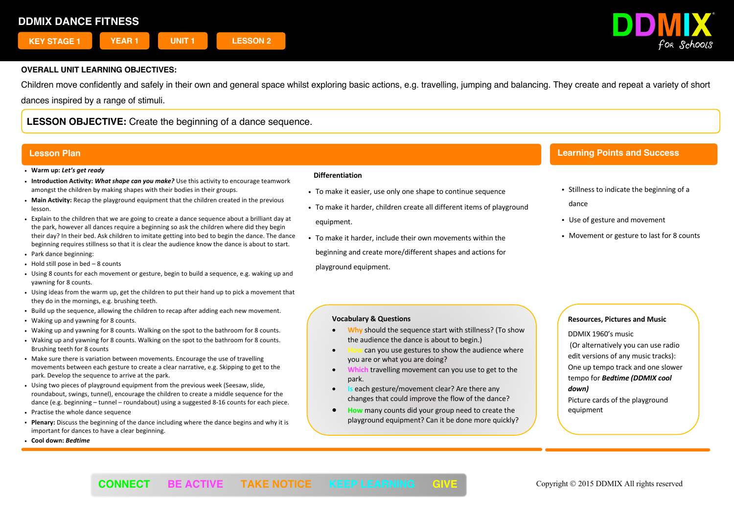# DDMIX DANCE FITNESS

KEY STAGE 1 | YEAR 1 | UNIT 1 | LESSON 2

DDMIX for Schools

**OVERALL UNIT LEARNING OBJECTIVES:**

Children move confidently and safely in their own and general space whilst exploring basic actions, e.g. travelling, jumping and balancing. They create and repeat a variety of short dances inspired by a range of stimuli.

**LESSON OBJECTIVE:** Create the beginning of a dance sequence.

## Lesson Plan

- **Warm up:** ***Let's get ready***
- **Introduction Activity:** ***What shape can you make?*** Use this activity to encourage teamwork amongst the children by making shapes with their bodies in their groups.
- **Main Activity:** Recap the playground equipment that the children created in the previous lesson.
- Explain to the children that we are going to create a dance sequence about a brilliant day at the park, however all dances require a beginning so ask the children where did they begin their day? In their bed. Ask children to imitate getting into bed to begin the dance. The dance beginning requires stillness so that it is clear the audience know the dance is about to start.
- Park dance beginning:
- Hold still pose in bed – 8 counts
- Using 8 counts for each movement or gesture, begin to build a sequence, e.g. waking up and yawning for 8 counts.
- Using ideas from the warm up, get the children to put their hand up to pick a movement that they do in the mornings, e.g. brushing teeth.
- Build up the sequence, allowing the children to recap after adding each new movement.
- Waking up and yawning for 8 counts.
- Waking up and yawning for 8 counts. Walking on the spot to the bathroom for 8 counts.
- Waking up and yawning for 8 counts. Walking on the spot to the bathroom for 8 counts. Brushing teeth for 8 counts
- Make sure there is variation between movements. Encourage the use of travelling movements between each gesture to create a clear narrative, e.g. Skipping to get to the park. Develop the sequence to arrive at the park.
- Using two pieces of playground equipment from the previous week (Seesaw, slide, roundabout, swings, tunnel), encourage the children to create a middle sequence for the dance (e.g. beginning – tunnel – roundabout) using a suggested 8-16 counts for each piece.
- Practise the whole dance sequence
- **Plenary:** Discuss the beginning of the dance including where the dance begins and why it is important for dances to have a clear beginning.
- **Cool down:** ***Bedtime***

### Differentiation

- To make it easier, use only one shape to continue sequence
- To make it harder, children create all different items of playground equipment.
- To make it harder, include their own movements within the beginning and create more/different shapes and actions for playground equipment.

### Vocabulary & Questions

- Why should the sequence start with stillness? (To show the audience the dance is about to begin.)
- How can you use gestures to show the audience where you are or what you are doing?
- Which travelling movement can you use to get to the park.
- Is each gesture/movement clear? Are there any changes that could improve the flow of the dance?
- How many counts did your group need to create the playground equipment? Can it be done more quickly?

## Learning Points and Success

- Stillness to indicate the beginning of a dance
- Use of gesture and movement
- Movement or gesture to last for 8 counts

### Resources, Pictures and Music

DDMIX 1960's music

(Or alternatively you can use radio edit versions of any music tracks):

One up tempo track and one slower tempo for ***Bedtime (DDMIX cool down)***

Picture cards of the playground equipment

CONNECT | BE ACTIVE | TAKE NOTICE | KEEP LEARNING | GIVE

Copyright © 2015 DDMIX All rights reserved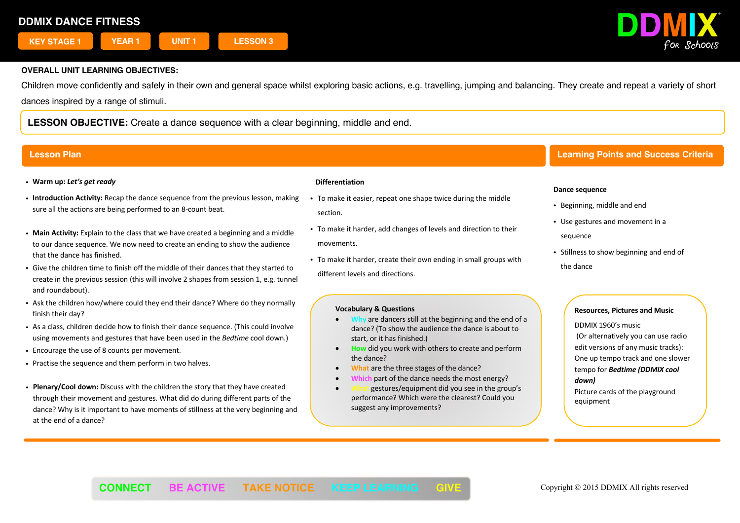# DDMIX DANCE FITNESS

KEY STAGE 1 | YEAR 1 | UNIT 1 | LESSON 3

**OVERALL UNIT LEARNING OBJECTIVES:**

Children move confidently and safely in their own and general space whilst exploring basic actions, e.g. travelling, jumping and balancing. They create and repeat a variety of short dances inspired by a range of stimuli.

**LESSON OBJECTIVE:** Create a dance sequence with a clear beginning, middle and end.

## Lesson Plan

- **Warm up:** ***Let's get ready***
- **Introduction Activity:** Recap the dance sequence from the previous lesson, making sure all the actions are being performed to an 8-count beat.
- **Main Activity:** Explain to the class that we have created a beginning and a middle to our dance sequence. We now need to create an ending to show the audience that the dance has finished.
- Give the children time to finish off the middle of their dances that they started to create in the previous session (this will involve 2 shapes from session 1, e.g. tunnel and roundabout).
- Ask the children how/where could they end their dance? Where do they normally finish their day?
- As a class, children decide how to finish their dance sequence. (This could involve using movements and gestures that have been used in the *Bedtime* cool down.)
- Encourage the use of 8 counts per movement.
- Practise the sequence and them perform in two halves.
- **Plenary/Cool down:** Discuss with the children the story that they have created through their movement and gestures. What did do during different parts of the dance? Why is it important to have moments of stillness at the very beginning and at the end of a dance?

### Differentiation

- To make it easier, repeat one shape twice during the middle section.
- To make it harder, add changes of levels and direction to their movements.
- To make it harder, create their own ending in small groups with different levels and directions.

### Vocabulary & Questions

- Why are dancers still at the beginning and the end of a dance? (To show the audience the dance is about to start, or it has finished.)
- How did you work with others to create and perform the dance?
- What are the three stages of the dance?
- Which part of the dance needs the most energy?
- What gestures/equipment did you see in the group's performance? Which were the clearest? Could you suggest any improvements?

## Learning Points and Success Criteria

### Dance sequence

- Beginning, middle and end
- Use gestures and movement in a sequence
- Stillness to show beginning and end of the dance

### Resources, Pictures and Music

DDMIX 1960's music
(Or alternatively you can use radio edit versions of any music tracks):
One up tempo track and one slower tempo for ***Bedtime (DDMIX cool down)***
Picture cards of the playground equipment

CONNECT BE ACTIVE TAKE NOTICE KEEP LEARNING GIVE

Copyright © 2015 DDMIX All rights reserved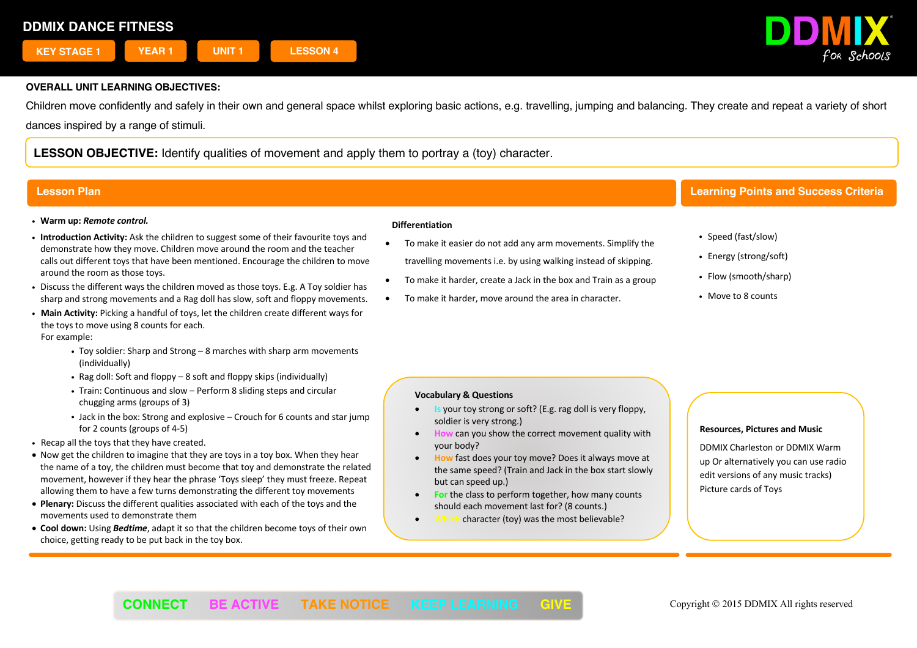# DDMIX DANCE FITNESS

KEY STAGE 1 | YEAR 1 | UNIT 1 | LESSON 4

DDMIX for Schools

**OVERALL UNIT LEARNING OBJECTIVES:**

Children move confidently and safely in their own and general space whilst exploring basic actions, e.g. travelling, jumping and balancing. They create and repeat a variety of short dances inspired by a range of stimuli.

**LESSON OBJECTIVE:** Identify qualities of movement and apply them to portray a (toy) character.

## Lesson Plan

- **Warm up:** ***Remote control.***
- **Introduction Activity:** Ask the children to suggest some of their favourite toys and demonstrate how they move. Children move around the room and the teacher calls out different toys that have been mentioned. Encourage the children to move around the room as those toys.
- Discuss the different ways the children moved as those toys. E.g. A Toy soldier has sharp and strong movements and a Rag doll has slow, soft and floppy movements.
- **Main Activity:** Picking a handful of toys, let the children create different ways for the toys to move using 8 counts for each.
  For example:
  - Toy soldier: Sharp and Strong – 8 marches with sharp arm movements (individually)
  - Rag doll: Soft and floppy – 8 soft and floppy skips (individually)
  - Train: Continuous and slow – Perform 8 sliding steps and circular chugging arms (groups of 3)
  - Jack in the box: Strong and explosive – Crouch for 6 counts and star jump for 2 counts (groups of 4-5)
- Recap all the toys that they have created.
- Now get the children to imagine that they are toys in a toy box. When they hear the name of a toy, the children must become that toy and demonstrate the related movement, however if they hear the phrase 'Toys sleep' they must freeze. Repeat allowing them to have a few turns demonstrating the different toy movements
- **Plenary:** Discuss the different qualities associated with each of the toys and the movements used to demonstrate them
- **Cool down:** Using ***Bedtime***, adapt it so that the children become toys of their own choice, getting ready to be put back in the toy box.

### Differentiation

- To make it easier do not add any arm movements. Simplify the travelling movements i.e. by using walking instead of skipping.
- To make it harder, create a Jack in the box and Train as a group
- To make it harder, move around the area in character.

### Vocabulary & Questions

- Is your toy strong or soft? (E.g. rag doll is very floppy, soldier is very strong.)
- How can you show the correct movement quality with your body?
- How fast does your toy move? Does it always move at the same speed? (Train and Jack in the box start slowly but can speed up.)
- For the class to perform together, how many counts should each movement last for? (8 counts.)
- Which character (toy) was the most believable?

## Learning Points and Success Criteria

- Speed (fast/slow)
- Energy (strong/soft)
- Flow (smooth/sharp)
- Move to 8 counts

### Resources, Pictures and Music

DDMIX Charleston or DDMIX Warm up Or alternatively you can use radio edit versions of any music tracks)
Picture cards of Toys

CONNECT | BE ACTIVE | TAKE NOTICE | KEEP LEARNING | GIVE

Copyright © 2015 DDMIX All rights reserved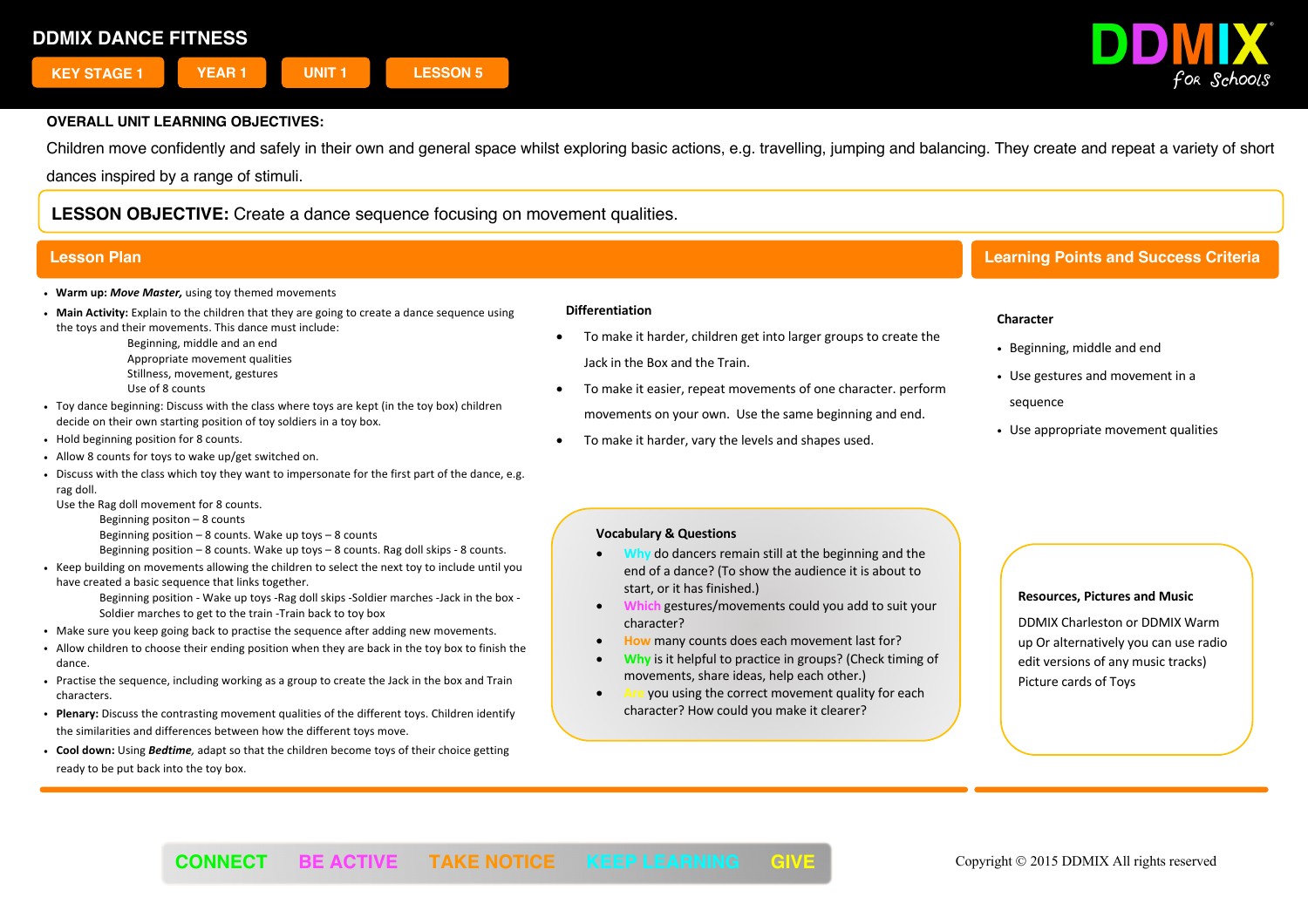# DDMIX DANCE FITNESS

KEY STAGE 1 | YEAR 1 | UNIT 1 | LESSON 5

**OVERALL UNIT LEARNING OBJECTIVES:**

Children move confidently and safely in their own and general space whilst exploring basic actions, e.g. travelling, jumping and balancing. They create and repeat a variety of short dances inspired by a range of stimuli.

**LESSON OBJECTIVE:** Create a dance sequence focusing on movement qualities.

## Lesson Plan

- **Warm up:** ***Move Master,*** using toy themed movements
- **Main Activity:** Explain to the children that they are going to create a dance sequence using the toys and their movements. This dance must include:
  - Beginning, middle and an end
  - Appropriate movement qualities
  - Stillness, movement, gestures
  - Use of 8 counts
- Toy dance beginning: Discuss with the class where toys are kept (in the toy box) children decide on their own starting position of toy soldiers in a toy box.
- Hold beginning position for 8 counts.
- Allow 8 counts for toys to wake up/get switched on.
- Discuss with the class which toy they want to impersonate for the first part of the dance, e.g. rag doll.
  Use the Rag doll movement for 8 counts.
  - Beginning positon – 8 counts
  - Beginning position – 8 counts. Wake up toys – 8 counts
  - Beginning position – 8 counts. Wake up toys – 8 counts. Rag doll skips - 8 counts.
- Keep building on movements allowing the children to select the next toy to include until you have created a basic sequence that links together.
  - Beginning position - Wake up toys -Rag doll skips -Soldier marches -Jack in the box -Soldier marches to get to the train -Train back to toy box
- Make sure you keep going back to practise the sequence after adding new movements.
- Allow children to choose their ending position when they are back in the toy box to finish the dance.
- Practise the sequence, including working as a group to create the Jack in the box and Train characters.
- **Plenary:** Discuss the contrasting movement qualities of the different toys. Children identify the similarities and differences between how the different toys move.
- **Cool down:** Using ***Bedtime***, adapt so that the children become toys of their choice getting ready to be put back into the toy box.

### Differentiation

- To make it harder, children get into larger groups to create the Jack in the Box and the Train.
- To make it easier, repeat movements of one character. perform movements on your own. Use the same beginning and end.
- To make it harder, vary the levels and shapes used.

### Vocabulary & Questions

- **Why** do dancers remain still at the beginning and the end of a dance? (To show the audience it is about to start, or it has finished.)
- **Which** gestures/movements could you add to suit your character?
- **How** many counts does each movement last for?
- **Why** is it helpful to practice in groups? (Check timing of movements, share ideas, help each other.)
- **Are** you using the correct movement quality for each character? How could you make it clearer?

## Learning Points and Success Criteria

**Character**

- Beginning, middle and end
- Use gestures and movement in a sequence
- Use appropriate movement qualities

**Resources, Pictures and Music**

DDMIX Charleston or DDMIX Warm up Or alternatively you can use radio edit versions of any music tracks)
Picture cards of Toys

CONNECT | BE ACTIVE | TAKE NOTICE | KEEP LEARNING | GIVE

Copyright © 2015 DDMIX All rights reserved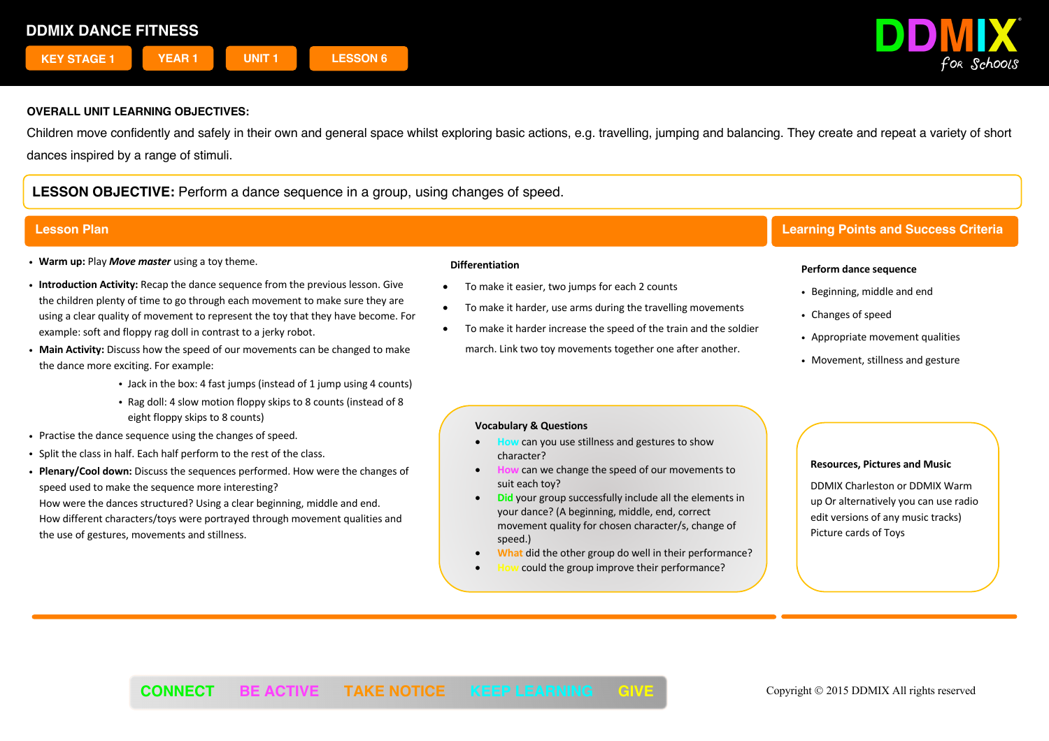# DDMIX DANCE FITNESS

KEY STAGE 1 | YEAR 1 | UNIT 1 | LESSON 6

DDMIX for Schools

**OVERALL UNIT LEARNING OBJECTIVES:**

Children move confidently and safely in their own and general space whilst exploring basic actions, e.g. travelling, jumping and balancing. They create and repeat a variety of short dances inspired by a range of stimuli.

**LESSON OBJECTIVE:** Perform a dance sequence in a group, using changes of speed.

## Lesson Plan

- **Warm up:** Play ***Move master*** using a toy theme.
- **Introduction Activity:** Recap the dance sequence from the previous lesson. Give the children plenty of time to go through each movement to make sure they are using a clear quality of movement to represent the toy that they have become. For example: soft and floppy rag doll in contrast to a jerky robot.
- **Main Activity:** Discuss how the speed of our movements can be changed to make the dance more exciting. For example:
  - Jack in the box: 4 fast jumps (instead of 1 jump using 4 counts)
  - Rag doll: 4 slow motion floppy skips to 8 counts (instead of 8 eight floppy skips to 8 counts)
- Practise the dance sequence using the changes of speed.
- Split the class in half. Each half perform to the rest of the class.
- **Plenary/Cool down:** Discuss the sequences performed. How were the changes of speed used to make the sequence more interesting?
  How were the dances structured? Using a clear beginning, middle and end.
  How different characters/toys were portrayed through movement qualities and the use of gestures, movements and stillness.

**Differentiation**

- To make it easier, two jumps for each 2 counts
- To make it harder, use arms during the travelling movements
- To make it harder increase the speed of the train and the soldier march. Link two toy movements together one after another.

**Vocabulary & Questions**

- How can you use stillness and gestures to show character?
- How can we change the speed of our movements to suit each toy?
- Did your group successfully include all the elements in your dance? (A beginning, middle, end, correct movement quality for chosen character/s, change of speed.)
- What did the other group do well in their performance?
- How could the group improve their performance?

## Learning Points and Success Criteria

**Perform dance sequence**

- Beginning, middle and end
- Changes of speed
- Appropriate movement qualities
- Movement, stillness and gesture

**Resources, Pictures and Music**

DDMIX Charleston or DDMIX Warm up Or alternatively you can use radio edit versions of any music tracks)
Picture cards of Toys

CONNECT | BE ACTIVE | TAKE NOTICE | KEEP LEARNING | GIVE

Copyright © 2015 DDMIX All rights reserved